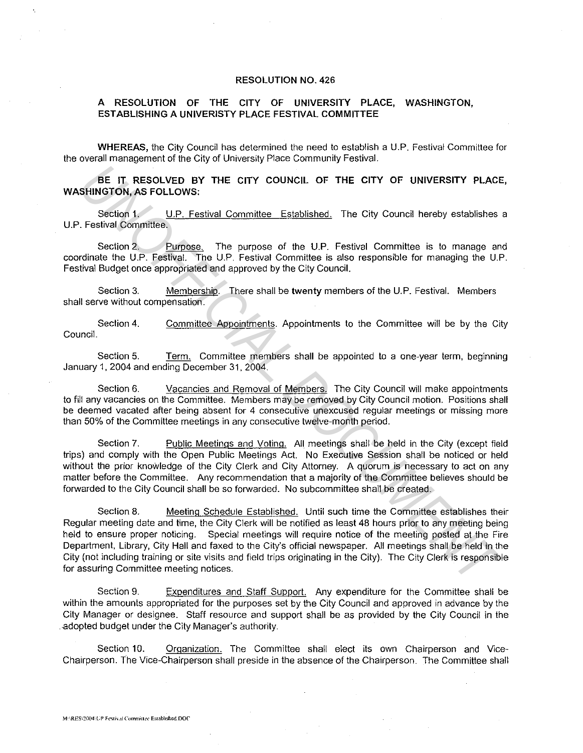# RESOLUTION NO. 426

## A RESOLUTION OF THE CITY OF UNIVERSITY PLACE, WASHINGTON, ESTABLISHING A UNIVERISTY PLACE FESTIVAL COMMITTEE

**WHEREAS,** the City Council has determined the need to establish a U.P. Festival Committee for the overall management of the City of University Place Community Festival.

**BE IT RESOLVED BY THE CITY COUNCIL OF THE CITY OF UNIVERSITY PLACE, WASHINGTON, AS FOLLOWS:**

Section 1. U.P. Festival Committee Established. The City Council hereby establishes a U.P. Festival Committee.

Section 2. Purpose. The purpose of the U.P. Festival Committee is to manage and coordinate the U.P. Festival. The U.P. Festival Committee is also responsible for managing the U.P. Festival Budget once appropriated and approved by the City Council.

Section 3. Membership. There shall be **twenty** members of the U.P. Festival. Members shall serve without compensation.

Section 4. Committee Appointments. Appointments to the Committee will be by the City Council.

Section 5. Term. Committee members shall be appointed to a one-year term, beginning January 1, 2004 and ending December 31, 2004.

Section 6. Vacancies and Removal of Members. The City Council will make appointments to fill any vacancies on the Committee. Members may be removed by City Council motion. Positions shall be deemed vacated after being absent for 4 consecutive unexcused regular meetings or missing more than 50% of the Committee meetings in any consecutive twelve-month period.

Section 7. Public Meetings and Voting. All meetings shall be held in the City (except field trips) and comply with the Open Public Meetings Act. No Executive Session shall be noticed or held without the prior knowledge of the City Clerk and City Attorney. A quorum is necessary to act on any matter before the Committee. Any recommendation that a majority of the Committee believes should be forwarded to the City Council shall be so forwarded. No subcommittee shall be created.

Section 8. Meeting Schedule Established. Until such time the Committee establishes their Regular meeting date and time, the City Clerk will be notified as least 48 hours prior to any meeting being held to ensure proper noticing. Special meetings will require notice of the meeting posted at the Fire Department, Library, City Hall and faxed to the City's official newspaper. All meetings shall be held in the City (not including training or site visits and field trips originating in the City). The City Clerk is responsible for assuring Committee meeting notices.

Section 9. Expenditures and Staff Support. Any expenditure for the Committee shall be within the amounts appropriated for the purposes set by the City Council and approved in advance by the City Manager or designee. Staff resource and support shall be as provided by the City Council in the adopted budget under the City Manager's authority.

Section 10. Organization. The Committee shall elect its own Chairperson and Vice-Chairperson. The Vice-Chairperson shall preside in the absence of the Chairperson. The Committee shall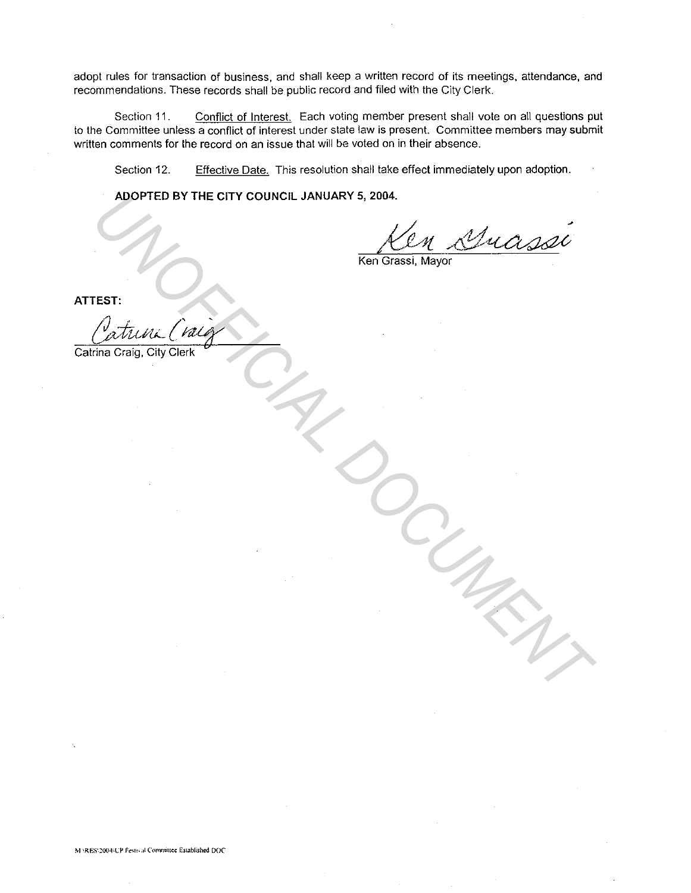adopt rules for transaction of business, and shall keep a written record of its meetings, attendance, and recommendations. These records shall be public record and filed with the City Clerk.

Section 11. Conflict of Interest. Each voting member present shall vote on all questions put to the Committee unless a conflict of interest under state law is present. Committee members may submit written comments for the record on an issue that will be voted on in their absence.

Section 12. Effective Date. This resolution shall take effect immediately upon adoption.

**ADOPTED BY THE CITY COUNCIL JANUARY 5, 2004.**

Ken Grassi

Ken Grassi, Mayor

**ATTEST:**

Catrina Craig

Catrina Craig, City Clerk

UNOFFICIAL DOCUMENT

M:\RES\2004\CP Festival Committee Established.DOC